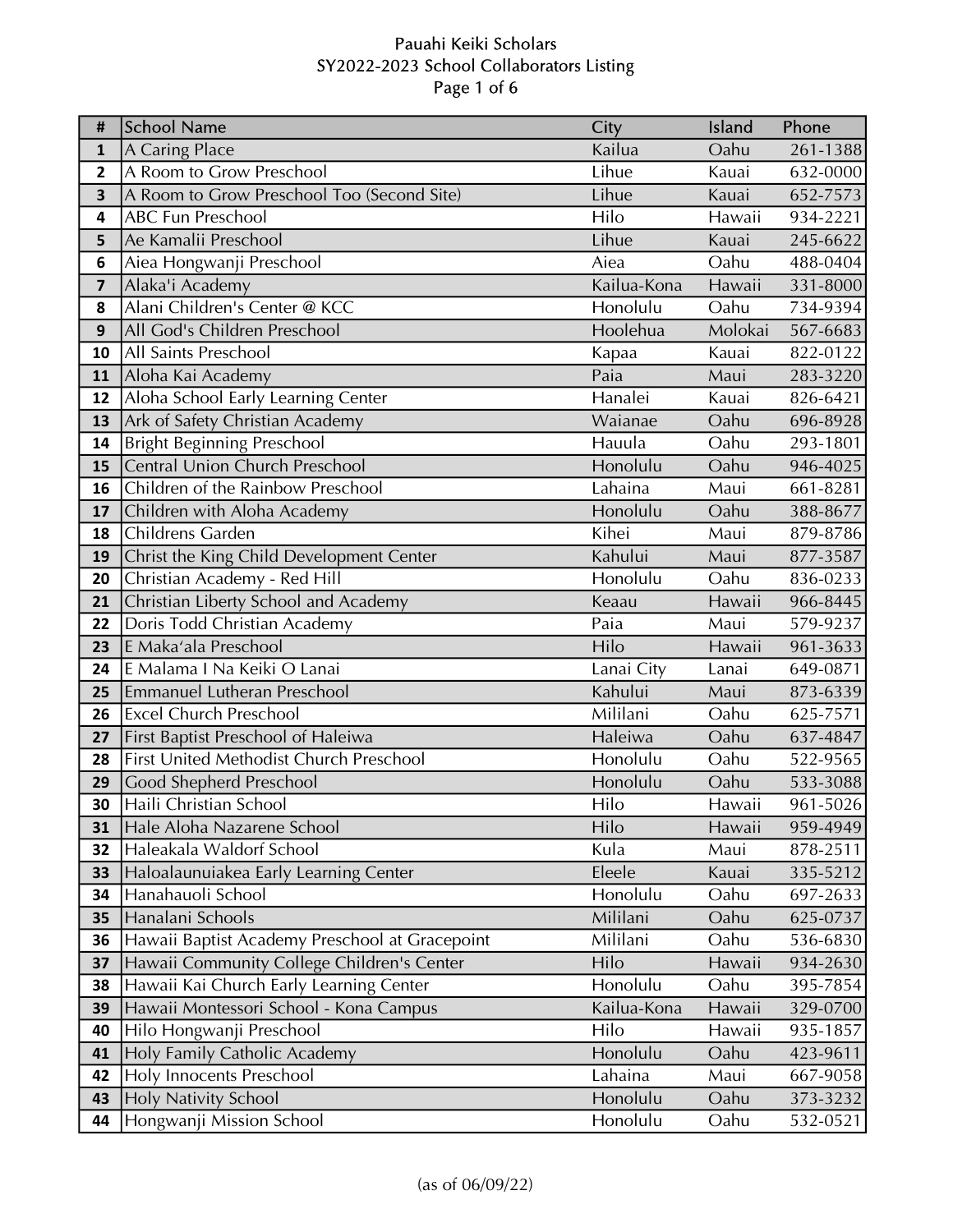# Pauahi Keiki Scholars
## SY2022-2023 School Collaborators Listing

| # | School Name | City | Island | Phone |
|---|---|---|---|---|
| 1 | A Caring Place | Kailua | Oahu | 261-1388 |
| 2 | A Room to Grow Preschool | Lihue | Kauai | 632-0000 |
| 3 | A Room to Grow Preschool Too (Second Site) | Lihue | Kauai | 652-7573 |
| 4 | ABC Fun Preschool | Hilo | Hawaii | 934-2221 |
| 5 | Ae Kamalii Preschool | Lihue | Kauai | 245-6622 |
| 6 | Aiea Hongwanji Preschool | Aiea | Oahu | 488-0404 |
| 7 | Alaka'i Academy | Kailua-Kona | Hawaii | 331-8000 |
| 8 | Alani Children's Center @ KCC | Honolulu | Oahu | 734-9394 |
| 9 | All God's Children Preschool | Hoolehua | Molokai | 567-6683 |
| 10 | All Saints Preschool | Kapaa | Kauai | 822-0122 |
| 11 | Aloha Kai Academy | Paia | Maui | 283-3220 |
| 12 | Aloha School Early Learning Center | Hanalei | Kauai | 826-6421 |
| 13 | Ark of Safety Christian Academy | Waianae | Oahu | 696-8928 |
| 14 | Bright Beginning Preschool | Hauula | Oahu | 293-1801 |
| 15 | Central Union Church Preschool | Honolulu | Oahu | 946-4025 |
| 16 | Children of the Rainbow Preschool | Lahaina | Maui | 661-8281 |
| 17 | Children with Aloha Academy | Honolulu | Oahu | 388-8677 |
| 18 | Childrens Garden | Kihei | Maui | 879-8786 |
| 19 | Christ the King Child Development Center | Kahului | Maui | 877-3587 |
| 20 | Christian Academy - Red Hill | Honolulu | Oahu | 836-0233 |
| 21 | Christian Liberty School and Academy | Keaau | Hawaii | 966-8445 |
| 22 | Doris Todd Christian Academy | Paia | Maui | 579-9237 |
| 23 | E Maka'ala Preschool | Hilo | Hawaii | 961-3633 |
| 24 | E Malama I Na Keiki O Lanai | Lanai City | Lanai | 649-0871 |
| 25 | Emmanuel Lutheran Preschool | Kahului | Maui | 873-6339 |
| 26 | Excel Church Preschool | Mililani | Oahu | 625-7571 |
| 27 | First Baptist Preschool of Haleiwa | Haleiwa | Oahu | 637-4847 |
| 28 | First United Methodist Church Preschool | Honolulu | Oahu | 522-9565 |
| 29 | Good Shepherd Preschool | Honolulu | Oahu | 533-3088 |
| 30 | Haili Christian School | Hilo | Hawaii | 961-5026 |
| 31 | Hale Aloha Nazarene School | Hilo | Hawaii | 959-4949 |
| 32 | Haleakala Waldorf School | Kula | Maui | 878-2511 |
| 33 | Haloalaunuiakea Early Learning Center | Eleele | Kauai | 335-5212 |
| 34 | Hanahauoli School | Honolulu | Oahu | 697-2633 |
| 35 | Hanalani Schools | Mililani | Oahu | 625-0737 |
| 36 | Hawaii Baptist Academy Preschool at Gracepoint | Mililani | Oahu | 536-6830 |
| 37 | Hawaii Community College Children's Center | Hilo | Hawaii | 934-2630 |
| 38 | Hawaii Kai Church Early Learning Center | Honolulu | Oahu | 395-7854 |
| 39 | Hawaii Montessori School - Kona Campus | Kailua-Kona | Hawaii | 329-0700 |
| 40 | Hilo Hongwanji Preschool | Hilo | Hawaii | 935-1857 |
| 41 | Holy Family Catholic Academy | Honolulu | Oahu | 423-9611 |
| 42 | Holy Innocents Preschool | Lahaina | Maui | 667-9058 |
| 43 | Holy Nativity School | Honolulu | Oahu | 373-3232 |
| 44 | Hongwanji Mission School | Honolulu | Oahu | 532-0521 |

(as of 06/09/22)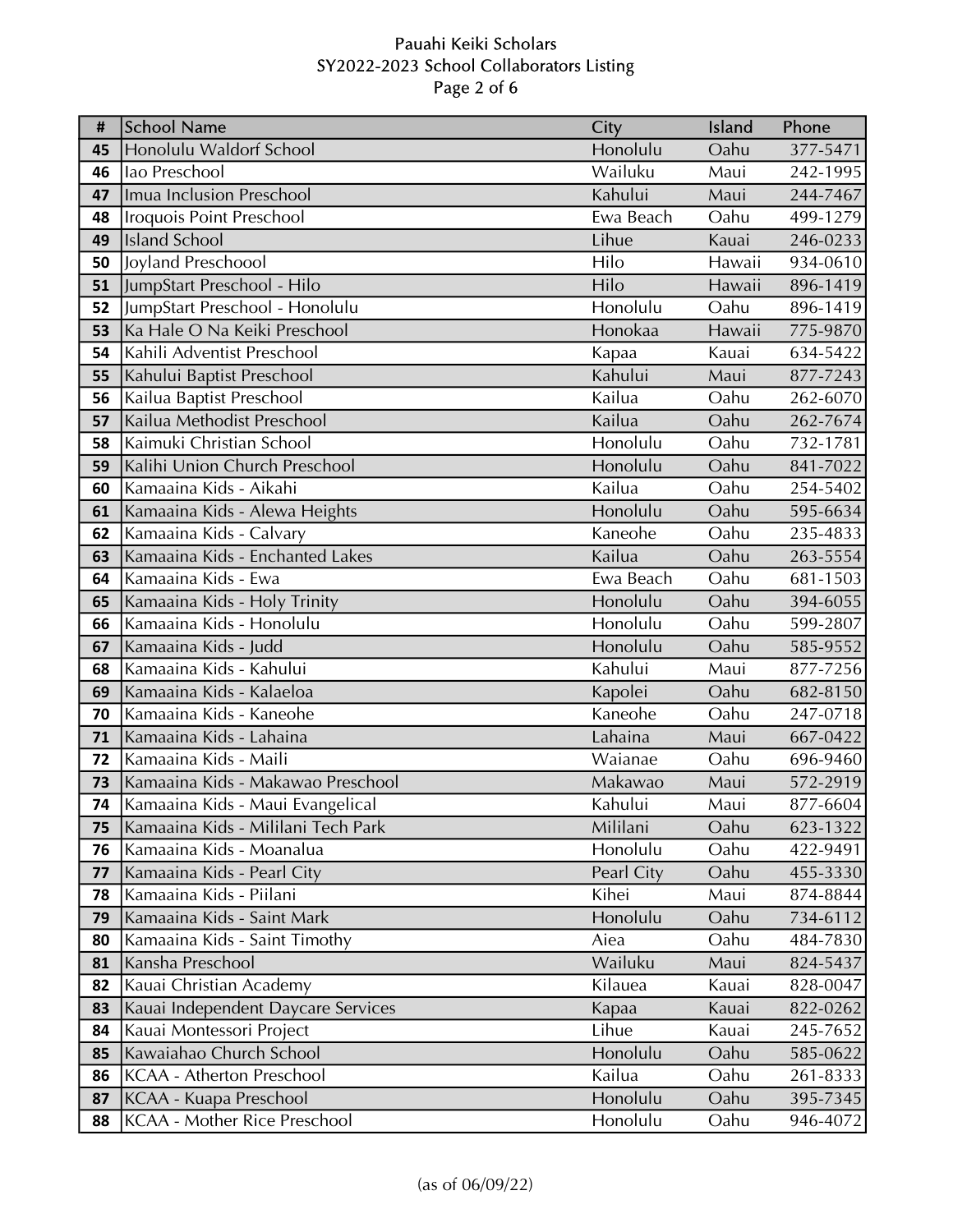# Pauahi Keiki Scholars
## SY2022-2023 School Collaborators Listing

| # | School Name | City | Island | Phone |
|---|---|---|---|---|
| 45 | Honolulu Waldorf School | Honolulu | Oahu | 377-5471 |
| 46 | Iao Preschool | Wailuku | Maui | 242-1995 |
| 47 | Imua Inclusion Preschool | Kahului | Maui | 244-7467 |
| 48 | Iroquois Point Preschool | Ewa Beach | Oahu | 499-1279 |
| 49 | Island School | Lihue | Kauai | 246-0233 |
| 50 | Joyland Preschoool | Hilo | Hawaii | 934-0610 |
| 51 | JumpStart Preschool - Hilo | Hilo | Hawaii | 896-1419 |
| 52 | JumpStart Preschool - Honolulu | Honolulu | Oahu | 896-1419 |
| 53 | Ka Hale O Na Keiki Preschool | Honokaa | Hawaii | 775-9870 |
| 54 | Kahili Adventist Preschool | Kapaa | Kauai | 634-5422 |
| 55 | Kahului Baptist Preschool | Kahului | Maui | 877-7243 |
| 56 | Kailua Baptist Preschool | Kailua | Oahu | 262-6070 |
| 57 | Kailua Methodist Preschool | Kailua | Oahu | 262-7674 |
| 58 | Kaimuki Christian School | Honolulu | Oahu | 732-1781 |
| 59 | Kalihi Union Church Preschool | Honolulu | Oahu | 841-7022 |
| 60 | Kamaaina Kids - Aikahi | Kailua | Oahu | 254-5402 |
| 61 | Kamaaina Kids - Alewa Heights | Honolulu | Oahu | 595-6634 |
| 62 | Kamaaina Kids - Calvary | Kaneohe | Oahu | 235-4833 |
| 63 | Kamaaina Kids - Enchanted Lakes | Kailua | Oahu | 263-5554 |
| 64 | Kamaaina Kids - Ewa | Ewa Beach | Oahu | 681-1503 |
| 65 | Kamaaina Kids - Holy Trinity | Honolulu | Oahu | 394-6055 |
| 66 | Kamaaina Kids - Honolulu | Honolulu | Oahu | 599-2807 |
| 67 | Kamaaina Kids - Judd | Honolulu | Oahu | 585-9552 |
| 68 | Kamaaina Kids - Kahului | Kahului | Maui | 877-7256 |
| 69 | Kamaaina Kids - Kalaeloa | Kapolei | Oahu | 682-8150 |
| 70 | Kamaaina Kids - Kaneohe | Kaneohe | Oahu | 247-0718 |
| 71 | Kamaaina Kids - Lahaina | Lahaina | Maui | 667-0422 |
| 72 | Kamaaina Kids - Maili | Waianae | Oahu | 696-9460 |
| 73 | Kamaaina Kids - Makawao Preschool | Makawao | Maui | 572-2919 |
| 74 | Kamaaina Kids - Maui Evangelical | Kahului | Maui | 877-6604 |
| 75 | Kamaaina Kids - Mililani Tech Park | Mililani | Oahu | 623-1322 |
| 76 | Kamaaina Kids - Moanalua | Honolulu | Oahu | 422-9491 |
| 77 | Kamaaina Kids - Pearl City | Pearl City | Oahu | 455-3330 |
| 78 | Kamaaina Kids - Piilani | Kihei | Maui | 874-8844 |
| 79 | Kamaaina Kids - Saint Mark | Honolulu | Oahu | 734-6112 |
| 80 | Kamaaina Kids - Saint Timothy | Aiea | Oahu | 484-7830 |
| 81 | Kansha Preschool | Wailuku | Maui | 824-5437 |
| 82 | Kauai Christian Academy | Kilauea | Kauai | 828-0047 |
| 83 | Kauai Independent Daycare Services | Kapaa | Kauai | 822-0262 |
| 84 | Kauai Montessori Project | Lihue | Kauai | 245-7652 |
| 85 | Kawaiahao Church School | Honolulu | Oahu | 585-0622 |
| 86 | KCAA - Atherton Preschool | Kailua | Oahu | 261-8333 |
| 87 | KCAA - Kuapa Preschool | Honolulu | Oahu | 395-7345 |
| 88 | KCAA - Mother Rice Preschool | Honolulu | Oahu | 946-4072 |

(as of 06/09/22)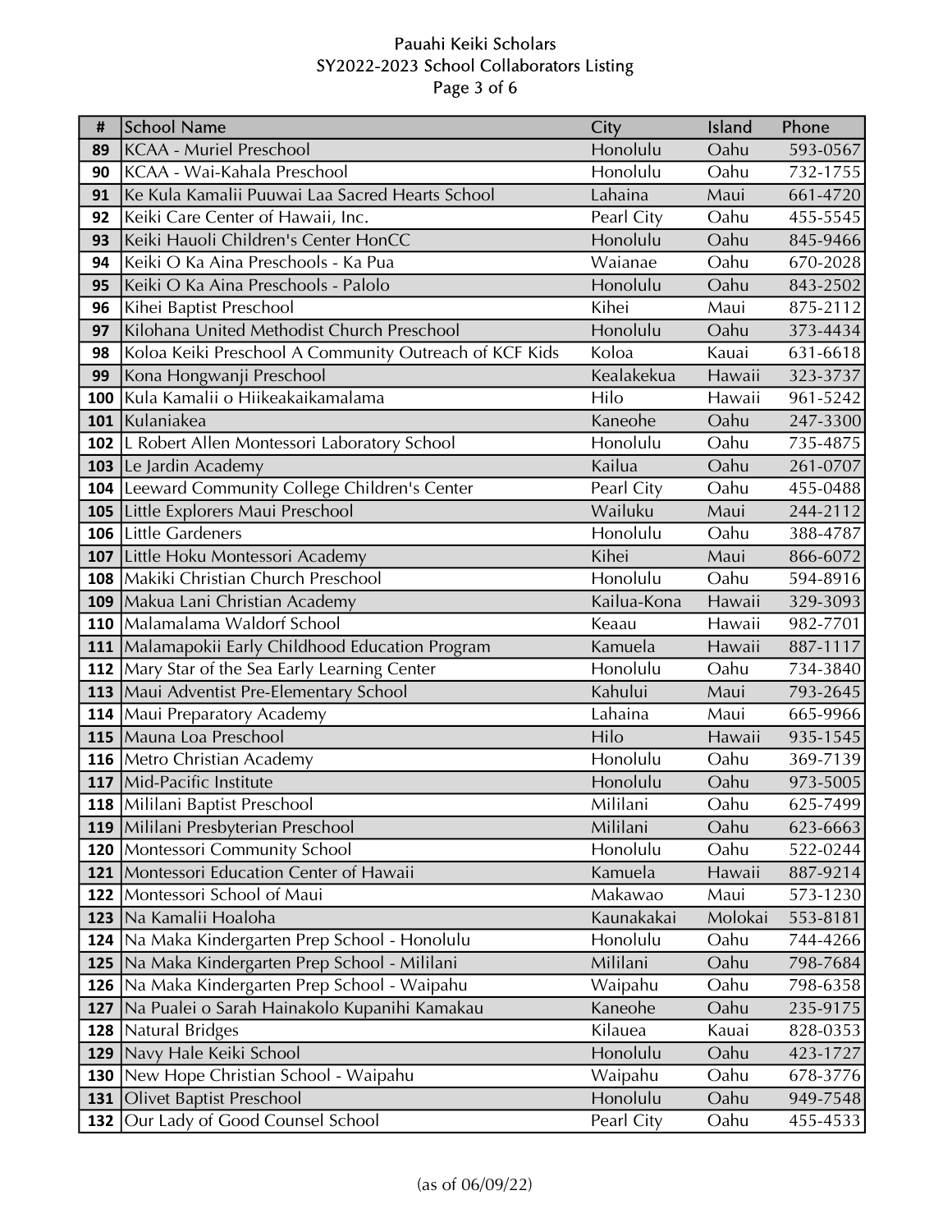# Pauahi Keiki Scholars
## SY2022-2023 School Collaborators Listing

| # | School Name | City | Island | Phone |
|---|---|---|---|---|
| 89 | KCAA - Muriel Preschool | Honolulu | Oahu | 593-0567 |
| 90 | KCAA - Wai-Kahala Preschool | Honolulu | Oahu | 732-1755 |
| 91 | Ke Kula Kamalii Puuwai Laa Sacred Hearts School | Lahaina | Maui | 661-4720 |
| 92 | Keiki Care Center of Hawaii, Inc. | Pearl City | Oahu | 455-5545 |
| 93 | Keiki Hauoli Children's Center HonCC | Honolulu | Oahu | 845-9466 |
| 94 | Keiki O Ka Aina Preschools - Ka Pua | Waianae | Oahu | 670-2028 |
| 95 | Keiki O Ka Aina Preschools - Palolo | Honolulu | Oahu | 843-2502 |
| 96 | Kihei Baptist Preschool | Kihei | Maui | 875-2112 |
| 97 | Kilohana United Methodist Church Preschool | Honolulu | Oahu | 373-4434 |
| 98 | Koloa Keiki Preschool A Community Outreach of KCF Kids | Koloa | Kauai | 631-6618 |
| 99 | Kona Hongwanji Preschool | Kealakekua | Hawaii | 323-3737 |
| 100 | Kula Kamalii o Hiikeakaikamalama | Hilo | Hawaii | 961-5242 |
| 101 | Kulaniakea | Kaneohe | Oahu | 247-3300 |
| 102 | L Robert Allen Montessori Laboratory School | Honolulu | Oahu | 735-4875 |
| 103 | Le Jardin Academy | Kailua | Oahu | 261-0707 |
| 104 | Leeward Community College Children's Center | Pearl City | Oahu | 455-0488 |
| 105 | Little Explorers Maui Preschool | Wailuku | Maui | 244-2112 |
| 106 | Little Gardeners | Honolulu | Oahu | 388-4787 |
| 107 | Little Hoku Montessori Academy | Kihei | Maui | 866-6072 |
| 108 | Makiki Christian Church Preschool | Honolulu | Oahu | 594-8916 |
| 109 | Makua Lani Christian Academy | Kailua-Kona | Hawaii | 329-3093 |
| 110 | Malamalama Waldorf School | Keaau | Hawaii | 982-7701 |
| 111 | Malamapokii Early Childhood Education Program | Kamuela | Hawaii | 887-1117 |
| 112 | Mary Star of the Sea Early Learning Center | Honolulu | Oahu | 734-3840 |
| 113 | Maui Adventist Pre-Elementary School | Kahului | Maui | 793-2645 |
| 114 | Maui Preparatory Academy | Lahaina | Maui | 665-9966 |
| 115 | Mauna Loa Preschool | Hilo | Hawaii | 935-1545 |
| 116 | Metro Christian Academy | Honolulu | Oahu | 369-7139 |
| 117 | Mid-Pacific Institute | Honolulu | Oahu | 973-5005 |
| 118 | Mililani Baptist Preschool | Mililani | Oahu | 625-7499 |
| 119 | Mililani Presbyterian Preschool | Mililani | Oahu | 623-6663 |
| 120 | Montessori Community School | Honolulu | Oahu | 522-0244 |
| 121 | Montessori Education Center of Hawaii | Kamuela | Hawaii | 887-9214 |
| 122 | Montessori School of Maui | Makawao | Maui | 573-1230 |
| 123 | Na Kamalii Hoaloha | Kaunakakai | Molokai | 553-8181 |
| 124 | Na Maka Kindergarten Prep School - Honolulu | Honolulu | Oahu | 744-4266 |
| 125 | Na Maka Kindergarten Prep School - Mililani | Mililani | Oahu | 798-7684 |
| 126 | Na Maka Kindergarten Prep School - Waipahu | Waipahu | Oahu | 798-6358 |
| 127 | Na Pualei o Sarah Hainakolo Kupanihi Kamakau | Kaneohe | Oahu | 235-9175 |
| 128 | Natural Bridges | Kilauea | Kauai | 828-0353 |
| 129 | Navy Hale Keiki School | Honolulu | Oahu | 423-1727 |
| 130 | New Hope Christian School - Waipahu | Waipahu | Oahu | 678-3776 |
| 131 | Olivet Baptist Preschool | Honolulu | Oahu | 949-7548 |
| 132 | Our Lady of Good Counsel School | Pearl City | Oahu | 455-4533 |

(as of 06/09/22)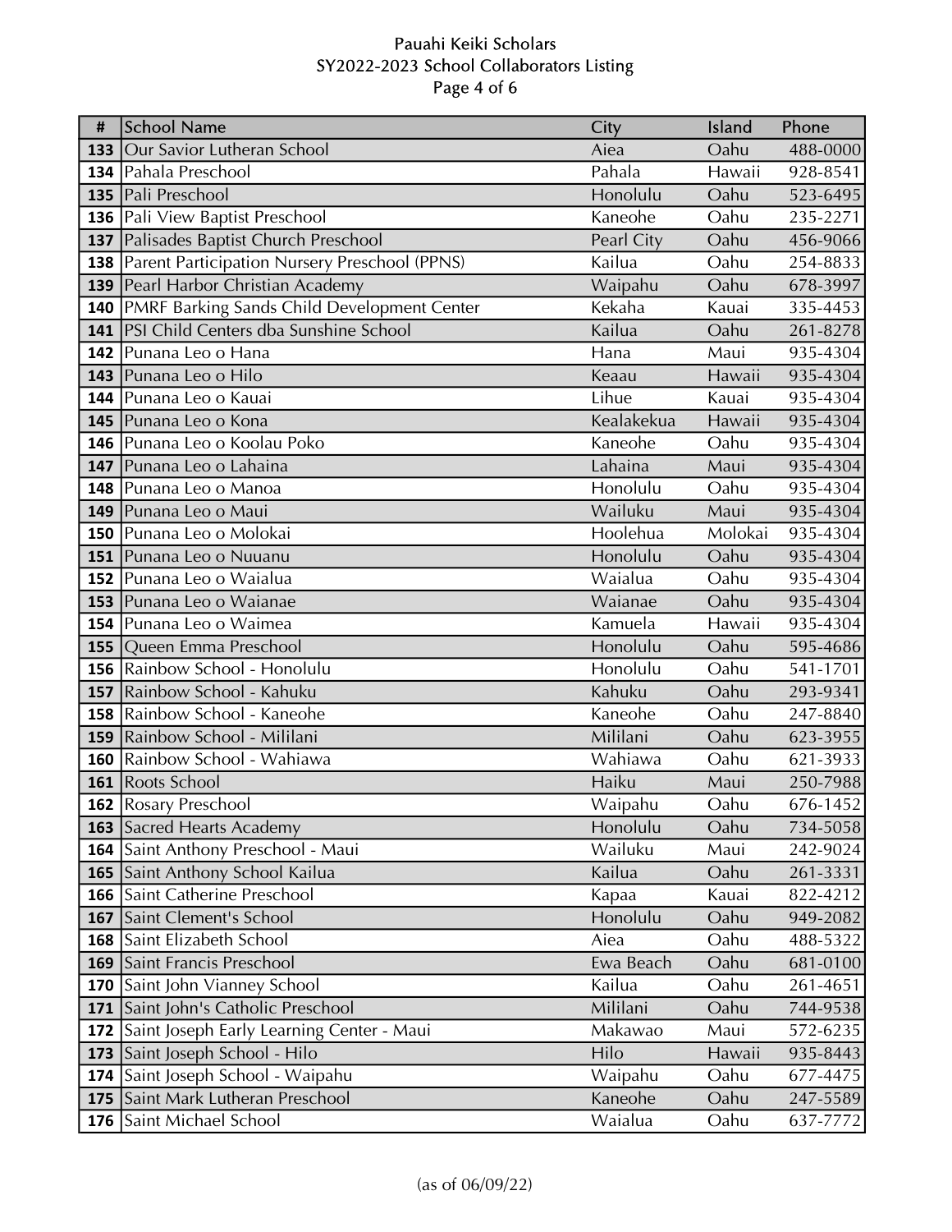# Pauahi Keiki Scholars
## SY2022-2023 School Collaborators Listing

| # | School Name | City | Island | Phone |
|---|---|---|---|---|
| 133 | Our Savior Lutheran School | Aiea | Oahu | 488-0000 |
| 134 | Pahala Preschool | Pahala | Hawaii | 928-8541 |
| 135 | Pali Preschool | Honolulu | Oahu | 523-6495 |
| 136 | Pali View Baptist Preschool | Kaneohe | Oahu | 235-2271 |
| 137 | Palisades Baptist Church Preschool | Pearl City | Oahu | 456-9066 |
| 138 | Parent Participation Nursery Preschool (PPNS) | Kailua | Oahu | 254-8833 |
| 139 | Pearl Harbor Christian Academy | Waipahu | Oahu | 678-3997 |
| 140 | PMRF Barking Sands Child Development Center | Kekaha | Kauai | 335-4453 |
| 141 | PSI Child Centers dba Sunshine School | Kailua | Oahu | 261-8278 |
| 142 | Punana Leo o Hana | Hana | Maui | 935-4304 |
| 143 | Punana Leo o Hilo | Keaau | Hawaii | 935-4304 |
| 144 | Punana Leo o Kauai | Lihue | Kauai | 935-4304 |
| 145 | Punana Leo o Kona | Kealakekua | Hawaii | 935-4304 |
| 146 | Punana Leo o Koolau Poko | Kaneohe | Oahu | 935-4304 |
| 147 | Punana Leo o Lahaina | Lahaina | Maui | 935-4304 |
| 148 | Punana Leo o Manoa | Honolulu | Oahu | 935-4304 |
| 149 | Punana Leo o Maui | Wailuku | Maui | 935-4304 |
| 150 | Punana Leo o Molokai | Hoolehua | Molokai | 935-4304 |
| 151 | Punana Leo o Nuuanu | Honolulu | Oahu | 935-4304 |
| 152 | Punana Leo o Waialua | Waialua | Oahu | 935-4304 |
| 153 | Punana Leo o Waianae | Waianae | Oahu | 935-4304 |
| 154 | Punana Leo o Waimea | Kamuela | Hawaii | 935-4304 |
| 155 | Queen Emma Preschool | Honolulu | Oahu | 595-4686 |
| 156 | Rainbow School - Honolulu | Honolulu | Oahu | 541-1701 |
| 157 | Rainbow School - Kahuku | Kahuku | Oahu | 293-9341 |
| 158 | Rainbow School - Kaneohe | Kaneohe | Oahu | 247-8840 |
| 159 | Rainbow School - Mililani | Mililani | Oahu | 623-3955 |
| 160 | Rainbow School - Wahiawa | Wahiawa | Oahu | 621-3933 |
| 161 | Roots School | Haiku | Maui | 250-7988 |
| 162 | Rosary Preschool | Waipahu | Oahu | 676-1452 |
| 163 | Sacred Hearts Academy | Honolulu | Oahu | 734-5058 |
| 164 | Saint Anthony Preschool - Maui | Wailuku | Maui | 242-9024 |
| 165 | Saint Anthony School Kailua | Kailua | Oahu | 261-3331 |
| 166 | Saint Catherine Preschool | Kapaa | Kauai | 822-4212 |
| 167 | Saint Clement's School | Honolulu | Oahu | 949-2082 |
| 168 | Saint Elizabeth School | Aiea | Oahu | 488-5322 |
| 169 | Saint Francis Preschool | Ewa Beach | Oahu | 681-0100 |
| 170 | Saint John Vianney School | Kailua | Oahu | 261-4651 |
| 171 | Saint John's Catholic Preschool | Mililani | Oahu | 744-9538 |
| 172 | Saint Joseph Early Learning Center - Maui | Makawao | Maui | 572-6235 |
| 173 | Saint Joseph School - Hilo | Hilo | Hawaii | 935-8443 |
| 174 | Saint Joseph School - Waipahu | Waipahu | Oahu | 677-4475 |
| 175 | Saint Mark Lutheran Preschool | Kaneohe | Oahu | 247-5589 |
| 176 | Saint Michael School | Waialua | Oahu | 637-7772 |

(as of 06/09/22)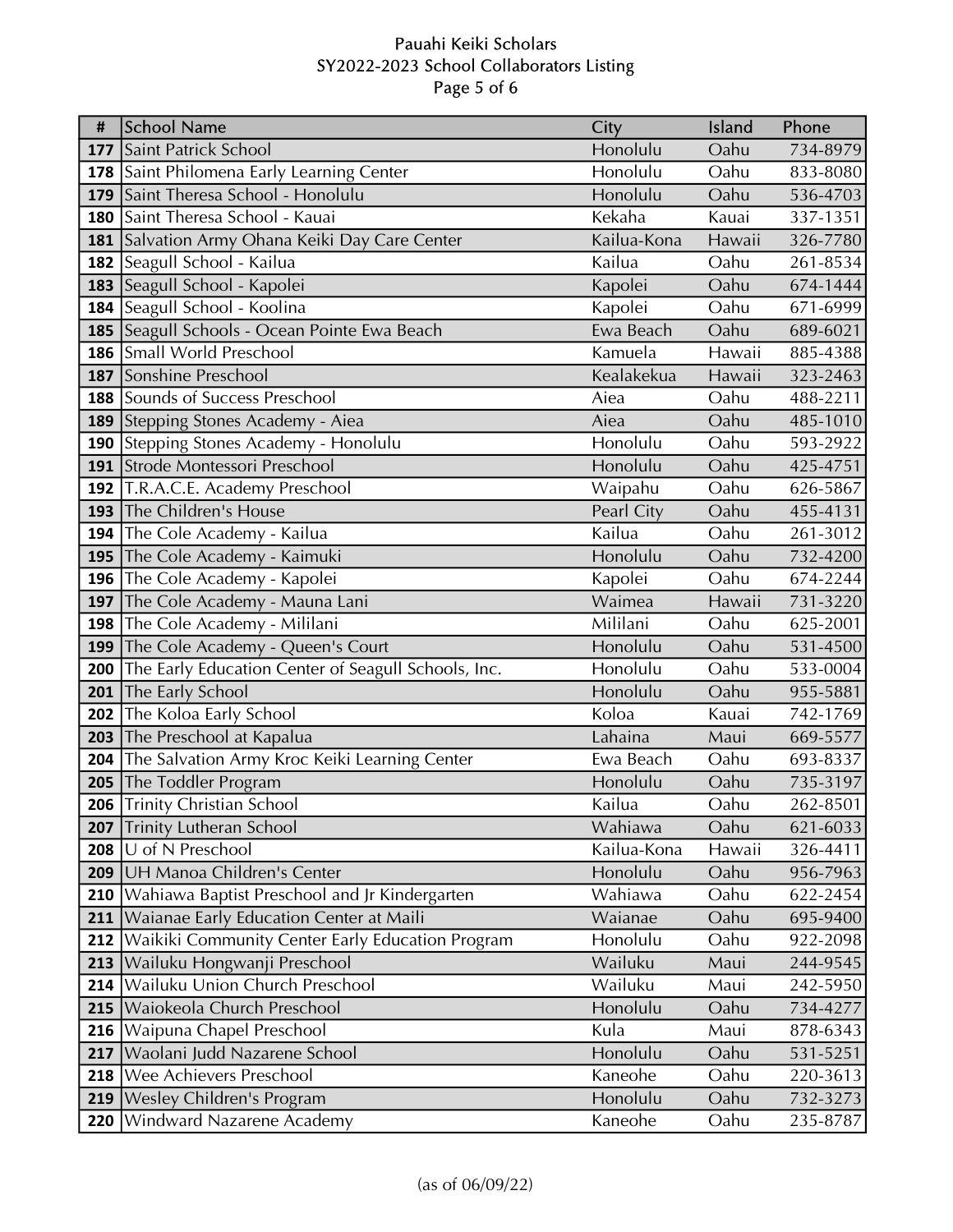Pauahi Keiki Scholars

SY2022-2023 School Collaborators Listing

| # | School Name | City | Island | Phone |
|---|---|---|---|---|
| 177 | Saint Patrick School | Honolulu | Oahu | 734-8979 |
| 178 | Saint Philomena Early Learning Center | Honolulu | Oahu | 833-8080 |
| 179 | Saint Theresa School - Honolulu | Honolulu | Oahu | 536-4703 |
| 180 | Saint Theresa School - Kauai | Kekaha | Kauai | 337-1351 |
| 181 | Salvation Army Ohana Keiki Day Care Center | Kailua-Kona | Hawaii | 326-7780 |
| 182 | Seagull School - Kailua | Kailua | Oahu | 261-8534 |
| 183 | Seagull School - Kapolei | Kapolei | Oahu | 674-1444 |
| 184 | Seagull School - Koolina | Kapolei | Oahu | 671-6999 |
| 185 | Seagull Schools - Ocean Pointe Ewa Beach | Ewa Beach | Oahu | 689-6021 |
| 186 | Small World Preschool | Kamuela | Hawaii | 885-4388 |
| 187 | Sonshine Preschool | Kealakekua | Hawaii | 323-2463 |
| 188 | Sounds of Success Preschool | Aiea | Oahu | 488-2211 |
| 189 | Stepping Stones Academy - Aiea | Aiea | Oahu | 485-1010 |
| 190 | Stepping Stones Academy - Honolulu | Honolulu | Oahu | 593-2922 |
| 191 | Strode Montessori Preschool | Honolulu | Oahu | 425-4751 |
| 192 | T.R.A.C.E. Academy Preschool | Waipahu | Oahu | 626-5867 |
| 193 | The Children's House | Pearl City | Oahu | 455-4131 |
| 194 | The Cole Academy - Kailua | Kailua | Oahu | 261-3012 |
| 195 | The Cole Academy - Kaimuki | Honolulu | Oahu | 732-4200 |
| 196 | The Cole Academy - Kapolei | Kapolei | Oahu | 674-2244 |
| 197 | The Cole Academy - Mauna Lani | Waimea | Hawaii | 731-3220 |
| 198 | The Cole Academy - Mililani | Mililani | Oahu | 625-2001 |
| 199 | The Cole Academy - Queen's Court | Honolulu | Oahu | 531-4500 |
| 200 | The Early Education Center of Seagull Schools, Inc. | Honolulu | Oahu | 533-0004 |
| 201 | The Early School | Honolulu | Oahu | 955-5881 |
| 202 | The Koloa Early School | Koloa | Kauai | 742-1769 |
| 203 | The Preschool at Kapalua | Lahaina | Maui | 669-5577 |
| 204 | The Salvation Army Kroc Keiki Learning Center | Ewa Beach | Oahu | 693-8337 |
| 205 | The Toddler Program | Honolulu | Oahu | 735-3197 |
| 206 | Trinity Christian School | Kailua | Oahu | 262-8501 |
| 207 | Trinity Lutheran School | Wahiawa | Oahu | 621-6033 |
| 208 | U of N Preschool | Kailua-Kona | Hawaii | 326-4411 |
| 209 | UH Manoa Children's Center | Honolulu | Oahu | 956-7963 |
| 210 | Wahiawa Baptist Preschool and Jr Kindergarten | Wahiawa | Oahu | 622-2454 |
| 211 | Waianae Early Education Center at Maili | Waianae | Oahu | 695-9400 |
| 212 | Waikiki Community Center Early Education Program | Honolulu | Oahu | 922-2098 |
| 213 | Wailuku Hongwanji Preschool | Wailuku | Maui | 244-9545 |
| 214 | Wailuku Union Church Preschool | Wailuku | Maui | 242-5950 |
| 215 | Waiokeola Church Preschool | Honolulu | Oahu | 734-4277 |
| 216 | Waipuna Chapel Preschool | Kula | Maui | 878-6343 |
| 217 | Waolani Judd Nazarene School | Honolulu | Oahu | 531-5251 |
| 218 | Wee Achievers Preschool | Kaneohe | Oahu | 220-3613 |
| 219 | Wesley Children's Program | Honolulu | Oahu | 732-3273 |
| 220 | Windward Nazarene Academy | Kaneohe | Oahu | 235-8787 |

(as of 06/09/22)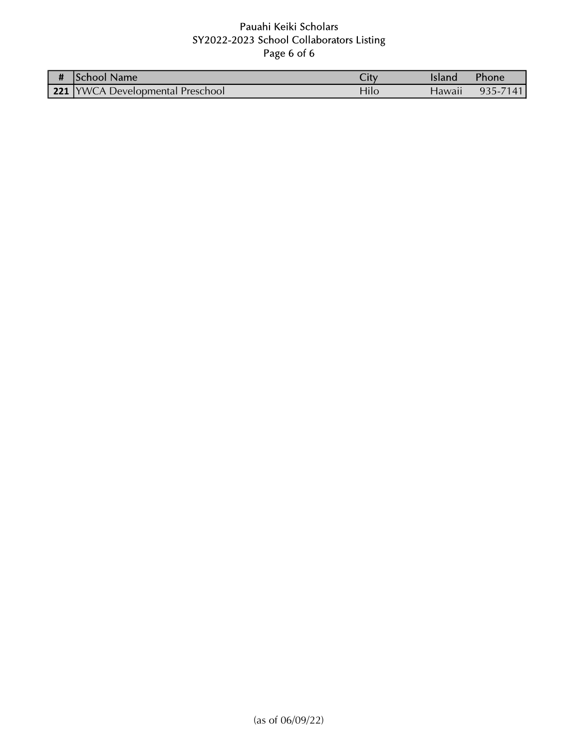Pauahi Keiki Scholars
SY2022-2023 School Collaborators Listing

| # | School Name | City | Island | Phone |
|---|---|---|---|---|
| **221** | YWCA Developmental Preschool | Hilo | Hawaii | 935-7141 |

(as of 06/09/22)